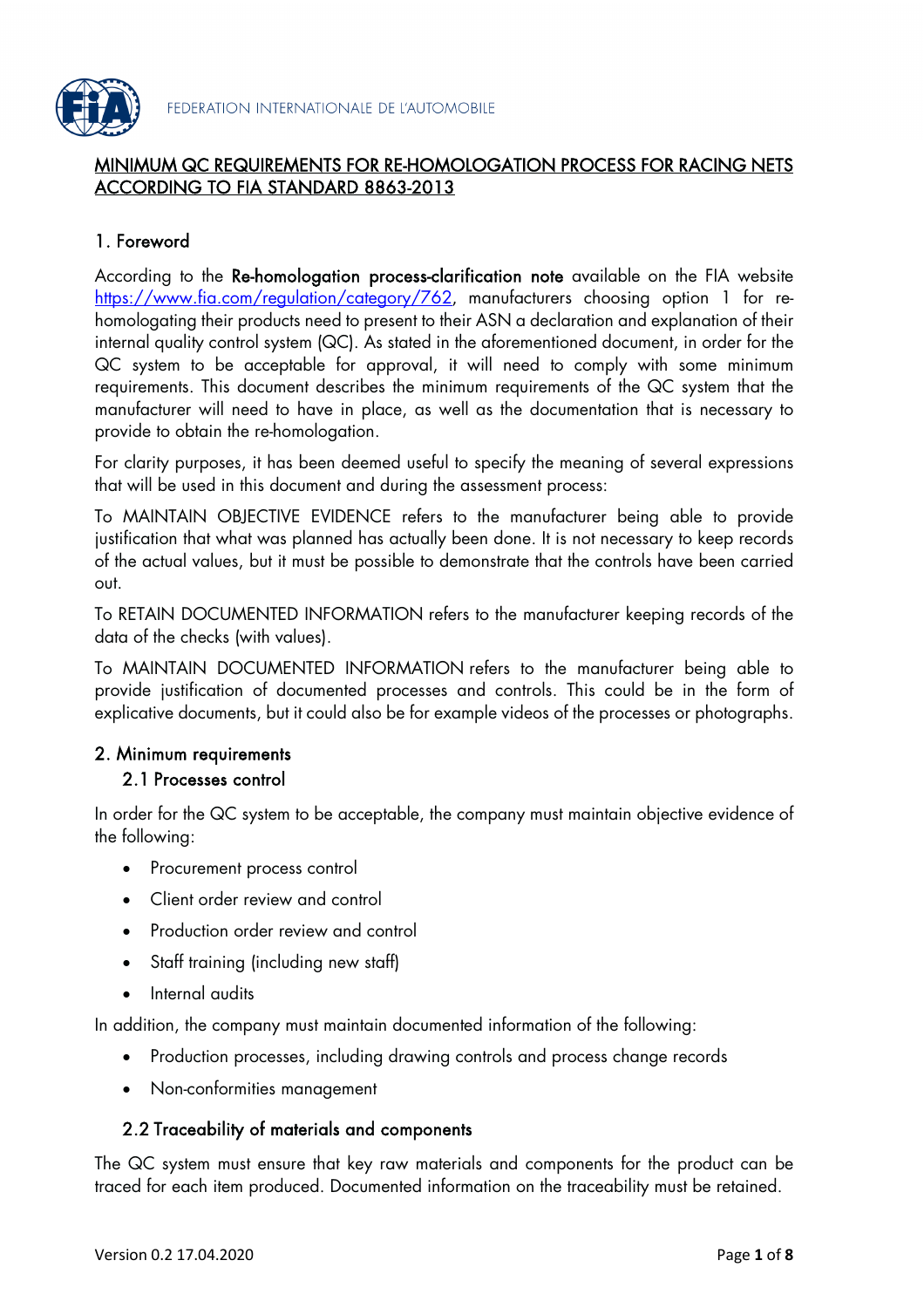FEDERATION INTERNATIONALE DE L'AUTOMOBILE

# MINIMUM QC REQUIREMENTS FOR RE-HOMOLOGATION PROCESS FOR RACING NETS ACCORDING TO FIA STANDARD 8863-2013

## 1. Foreword

According to the **Re-homologation process-clarification note** available on the FIA website https://www.fia.com/regulation/category/762, manufacturers choosing option 1 for re-homologating their products need to present to their ASN a declaration and explanation of their internal quality control system (QC). As stated in the aforementioned document, in order for the QC system to be acceptable for approval, it will need to comply with some minimum requirements. This document describes the minimum requirements of the QC system that the manufacturer will need to have in place, as well as the documentation that is necessary to provide to obtain the re-homologation.

For clarity purposes, it has been deemed useful to specify the meaning of several expressions that will be used in this document and during the assessment process:

To MAINTAIN OBJECTIVE EVIDENCE refers to the manufacturer being able to provide justification that what was planned has actually been done. It is not necessary to keep records of the actual values, but it must be possible to demonstrate that the controls have been carried out.

To RETAIN DOCUMENTED INFORMATION refers to the manufacturer keeping records of the data of the checks (with values).

To MAINTAIN DOCUMENTED INFORMATION refers to the manufacturer being able to provide justification of documented processes and controls. This could be in the form of explicative documents, but it could also be for example videos of the processes or photographs.

## 2. Minimum requirements

### 2.1 Processes control

In order for the QC system to be acceptable, the company must maintain objective evidence of the following:

- Procurement process control
- Client order review and control
- Production order review and control
- Staff training (including new staff)
- Internal audits

In addition, the company must maintain documented information of the following:

- Production processes, including drawing controls and process change records
- Non-conformities management

### 2.2 Traceability of materials and components

The QC system must ensure that key raw materials and components for the product can be traced for each item produced. Documented information on the traceability must be retained.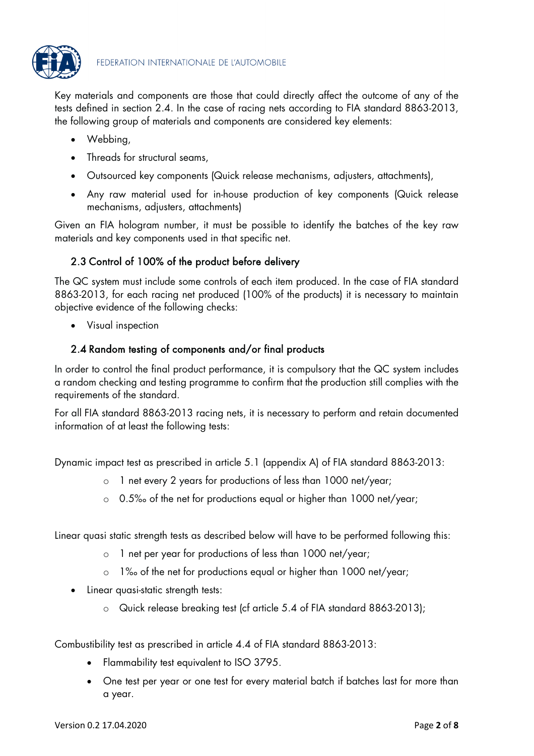Key materials and components are those that could directly affect the outcome of any of the tests defined in section 2.4. In the case of racing nets according to FIA standard 8863-2013, the following group of materials and components are considered key elements:

- Webbing,
- Threads for structural seams,
- Outsourced key components (Quick release mechanisms, adjusters, attachments),
- Any raw material used for in-house production of key components (Quick release mechanisms, adjusters, attachments)

Given an FIA hologram number, it must be possible to identify the batches of the key raw materials and key components used in that specific net.

### 2.3 Control of 100% of the product before delivery

The QC system must include some controls of each item produced. In the case of FIA standard 8863-2013, for each racing net produced (100% of the products) it is necessary to maintain objective evidence of the following checks:

- Visual inspection

### 2.4 Random testing of components and/or final products

In order to control the final product performance, it is compulsory that the QC system includes a random checking and testing programme to confirm that the production still complies with the requirements of the standard.

For all FIA standard 8863-2013 racing nets, it is necessary to perform and retain documented information of at least the following tests:

Dynamic impact test as prescribed in article 5.1 (appendix A) of FIA standard 8863-2013:

- 1 net every 2 years for productions of less than 1000 net/year;
- 0.5‰ of the net for productions equal or higher than 1000 net/year;

Linear quasi static strength tests as described below will have to be performed following this:

- 1 net per year for productions of less than 1000 net/year;
- 1‰ of the net for productions equal or higher than 1000 net/year;

- Linear quasi-static strength tests:
  - Quick release breaking test (cf article 5.4 of FIA standard 8863-2013);

Combustibility test as prescribed in article 4.4 of FIA standard 8863-2013:

- Flammability test equivalent to ISO 3795.
- One test per year or one test for every material batch if batches last for more than a year.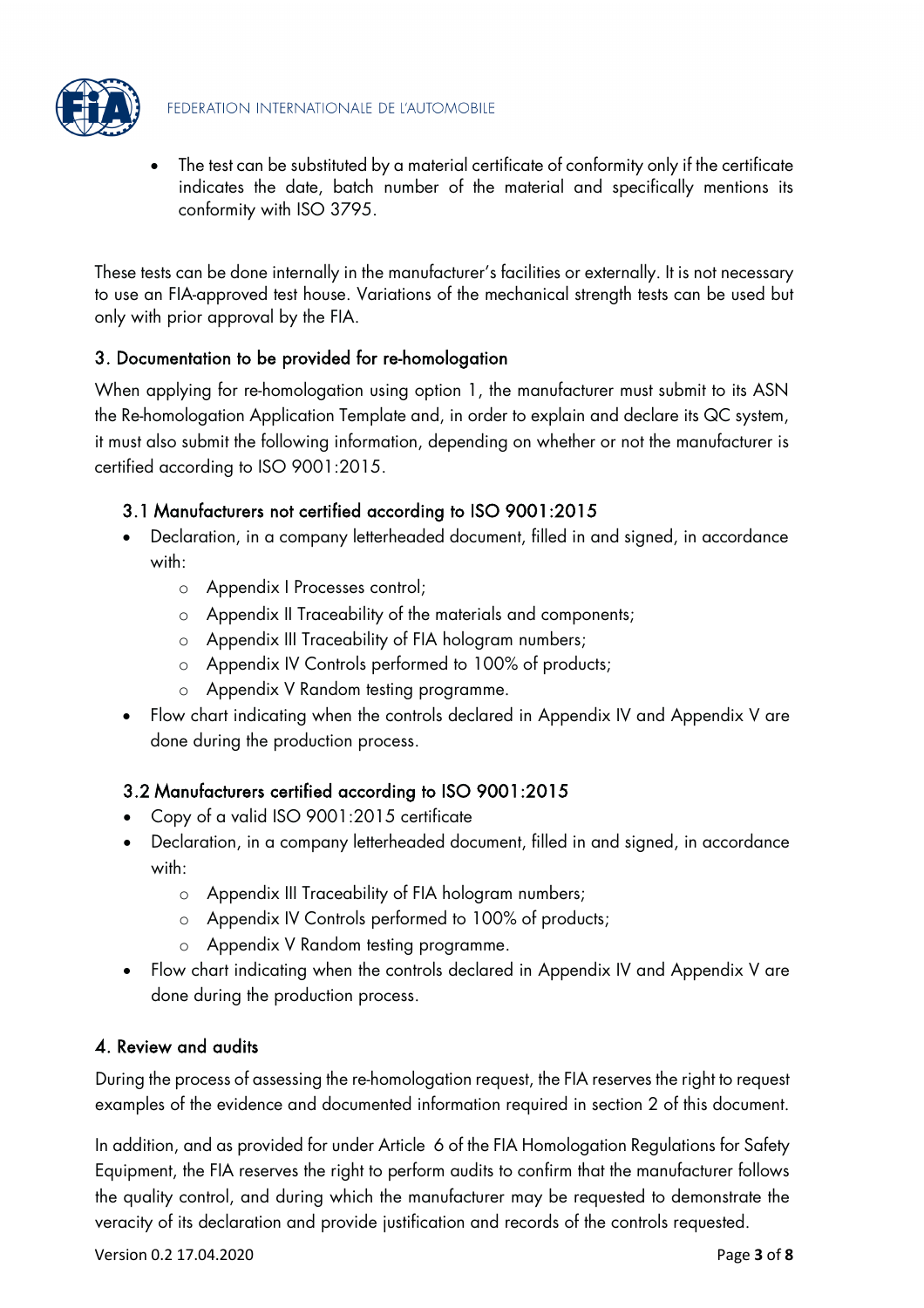- The test can be substituted by a material certificate of conformity only if the certificate indicates the date, batch number of the material and specifically mentions its conformity with ISO 3795.

These tests can be done internally in the manufacturer's facilities or externally. It is not necessary to use an FIA-approved test house. Variations of the mechanical strength tests can be used but only with prior approval by the FIA.

## 3. Documentation to be provided for re-homologation

When applying for re-homologation using option 1, the manufacturer must submit to its ASN the Re-homologation Application Template and, in order to explain and declare its QC system, it must also submit the following information, depending on whether or not the manufacturer is certified according to ISO 9001:2015.

### 3.1 Manufacturers not certified according to ISO 9001:2015

- Declaration, in a company letterheaded document, filled in and signed, in accordance with:
  - Appendix I Processes control;
  - Appendix II Traceability of the materials and components;
  - Appendix III Traceability of FIA hologram numbers;
  - Appendix IV Controls performed to 100% of products;
  - Appendix V Random testing programme.
- Flow chart indicating when the controls declared in Appendix IV and Appendix V are done during the production process.

### 3.2 Manufacturers certified according to ISO 9001:2015

- Copy of a valid ISO 9001:2015 certificate
- Declaration, in a company letterheaded document, filled in and signed, in accordance with:
  - Appendix III Traceability of FIA hologram numbers;
  - Appendix IV Controls performed to 100% of products;
  - Appendix V Random testing programme.
- Flow chart indicating when the controls declared in Appendix IV and Appendix V are done during the production process.

## 4. Review and audits

During the process of assessing the re-homologation request, the FIA reserves the right to request examples of the evidence and documented information required in section 2 of this document.

In addition, and as provided for under Article 6 of the FIA Homologation Regulations for Safety Equipment, the FIA reserves the right to perform audits to confirm that the manufacturer follows the quality control, and during which the manufacturer may be requested to demonstrate the veracity of its declaration and provide justification and records of the controls requested.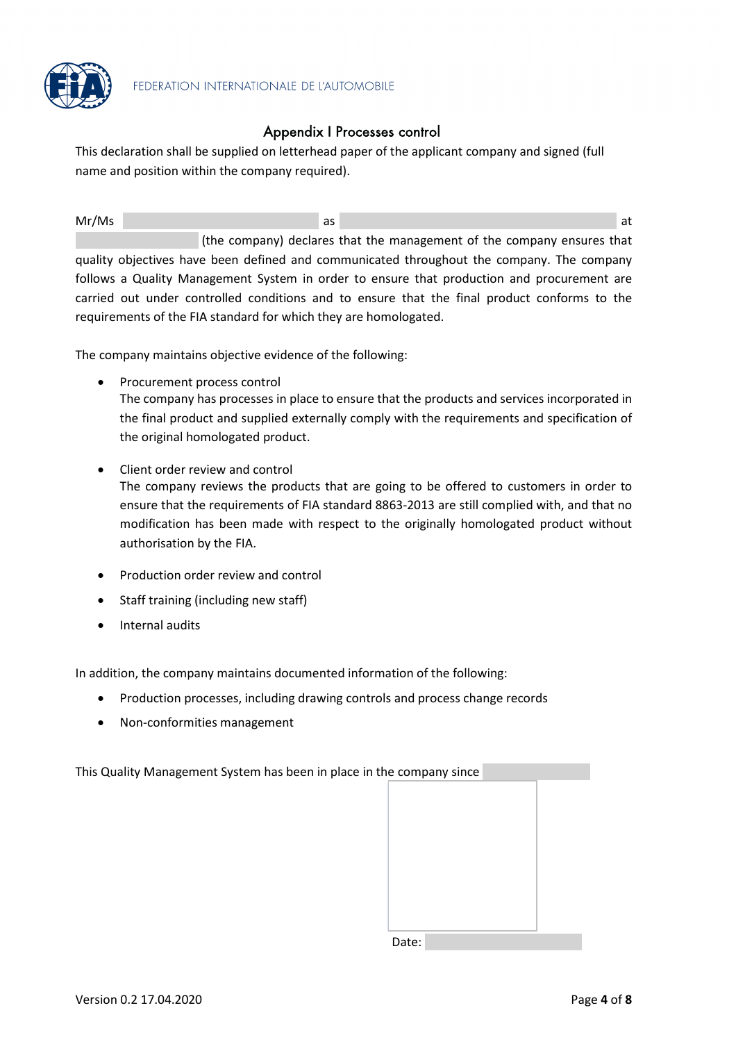## Appendix I Processes control

This declaration shall be supplied on letterhead paper of the applicant company and signed (full name and position within the company required).

Mr/Ms \_\_\_\_\_\_\_\_\_\_ as \_\_\_\_\_\_\_\_\_\_ at \_\_\_\_\_\_\_\_\_\_ (the company) declares that the management of the company ensures that quality objectives have been defined and communicated throughout the company. The company follows a Quality Management System in order to ensure that production and procurement are carried out under controlled conditions and to ensure that the final product conforms to the requirements of the FIA standard for which they are homologated.

The company maintains objective evidence of the following:

- Procurement process control
  The company has processes in place to ensure that the products and services incorporated in the final product and supplied externally comply with the requirements and specification of the original homologated product.
- Client order review and control
  The company reviews the products that are going to be offered to customers in order to ensure that the requirements of FIA standard 8863-2013 are still complied with, and that no modification has been made with respect to the originally homologated product without authorisation by the FIA.
- Production order review and control
- Staff training (including new staff)
- Internal audits

In addition, the company maintains documented information of the following:

- Production processes, including drawing controls and process change records
- Non-conformities management

This Quality Management System has been in place in the company since \_\_\_\_\_\_\_\_\_\_

Date: \_\_\_\_\_\_\_\_\_\_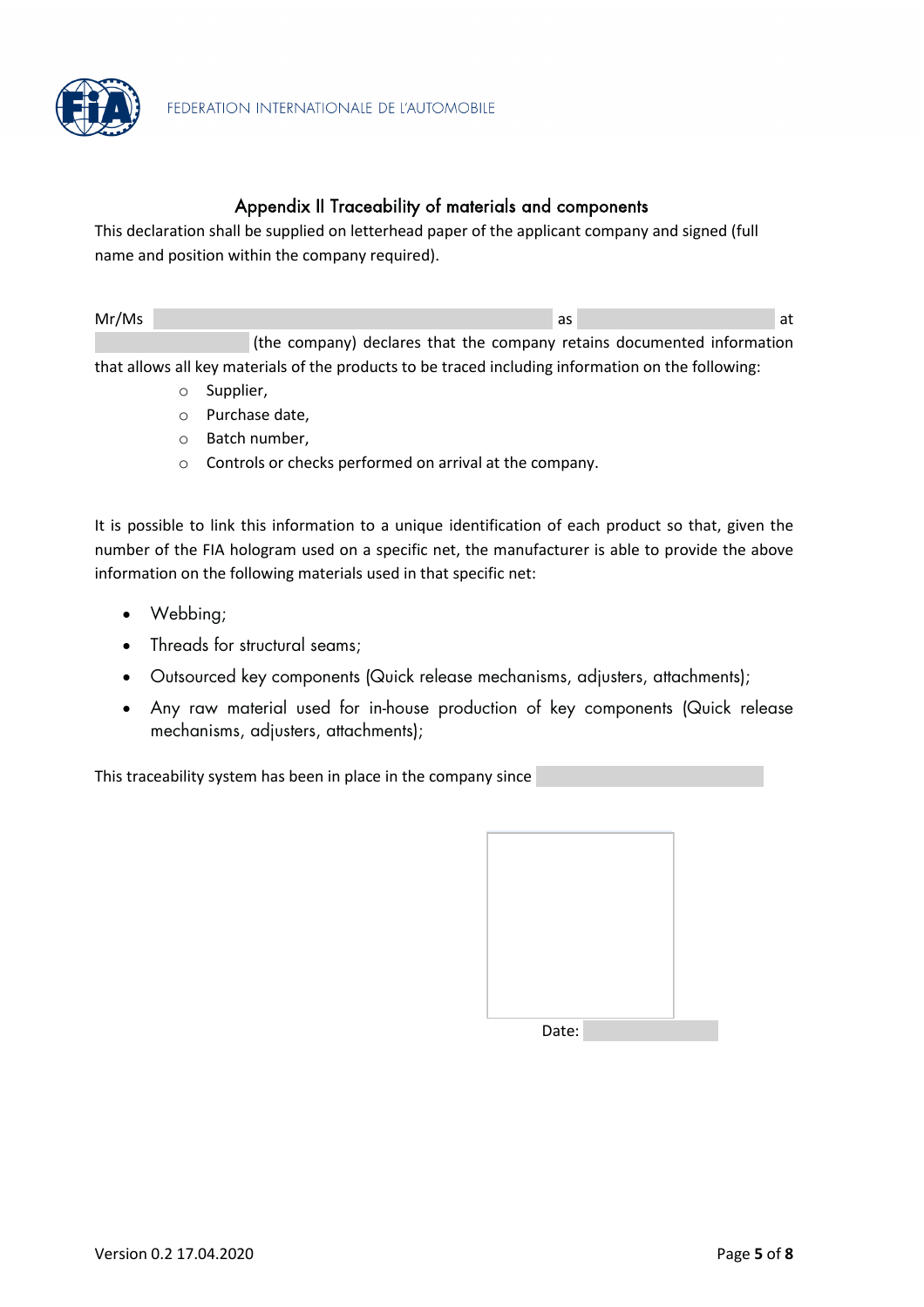## Appendix II Traceability of materials and components

This declaration shall be supplied on letterhead paper of the applicant company and signed (full name and position within the company required).

Mr/Ms \_\_\_\_\_\_\_\_\_\_\_\_\_\_\_\_\_\_\_\_ as \_\_\_\_\_\_\_\_\_\_\_\_\_\_\_\_ at \_\_\_\_\_\_\_\_\_\_\_\_ (the company) declares that the company retains documented information that allows all key materials of the products to be traced including information on the following:

- Supplier,
- Purchase date,
- Batch number,
- Controls or checks performed on arrival at the company.

It is possible to link this information to a unique identification of each product so that, given the number of the FIA hologram used on a specific net, the manufacturer is able to provide the above information on the following materials used in that specific net:

- Webbing;
- Threads for structural seams;
- Outsourced key components (Quick release mechanisms, adjusters, attachments);
- Any raw material used for in-house production of key components (Quick release mechanisms, adjusters, attachments);

This traceability system has been in place in the company since \_\_\_\_\_\_\_\_\_\_\_\_\_\_\_\_

Date: \_\_\_\_\_\_\_\_\_\_\_\_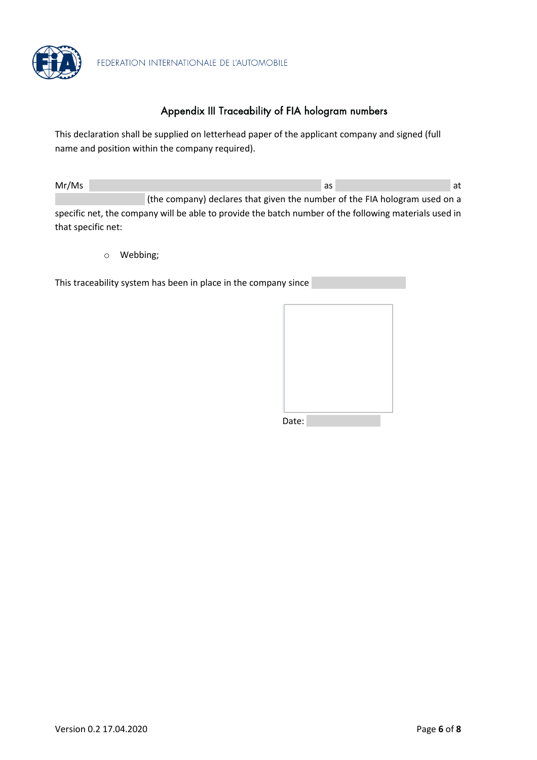## Appendix III Traceability of FIA hologram numbers

This declaration shall be supplied on letterhead paper of the applicant company and signed (full name and position within the company required).

Mr/Ms \_\_\_\_\_\_\_\_\_\_\_\_\_\_\_\_\_\_\_\_ as \_\_\_\_\_\_\_\_\_\_\_\_\_\_\_\_\_\_\_\_ at \_\_\_\_\_\_\_\_\_\_\_\_\_\_\_\_\_\_\_\_ (the company) declares that given the number of the FIA hologram used on a specific net, the company will be able to provide the batch number of the following materials used in that specific net:

- Webbing;

This traceability system has been in place in the company since \_\_\_\_\_\_\_\_\_\_\_\_\_\_\_\_\_\_\_\_

Date: \_\_\_\_\_\_\_\_\_\_\_\_\_\_\_\_\_\_\_\_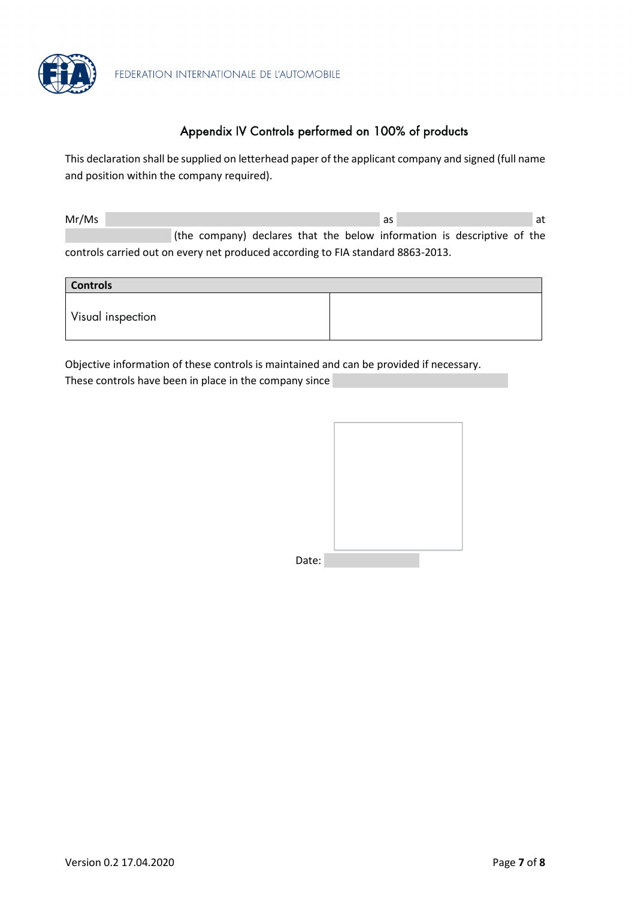## Appendix IV Controls performed on 100% of products

This declaration shall be supplied on letterhead paper of the applicant company and signed (full name and position within the company required).

Mr/Ms \_\_\_\_\_\_\_\_\_\_\_\_\_\_\_\_\_\_\_\_ as \_\_\_\_\_\_\_\_\_\_\_\_\_\_\_\_\_\_\_\_ at \_\_\_\_\_\_\_\_\_\_\_\_\_\_\_\_\_\_\_\_ (the company) declares that the below information is descriptive of the controls carried out on every net produced according to FIA standard 8863-2013.

| Controls | |
|---|---|
| Visual inspection | |

Objective information of these controls is maintained and can be provided if necessary.
These controls have been in place in the company since \_\_\_\_\_\_\_\_\_\_\_\_\_\_\_\_\_\_\_\_

Date: \_\_\_\_\_\_\_\_\_\_\_\_\_\_\_\_\_\_\_\_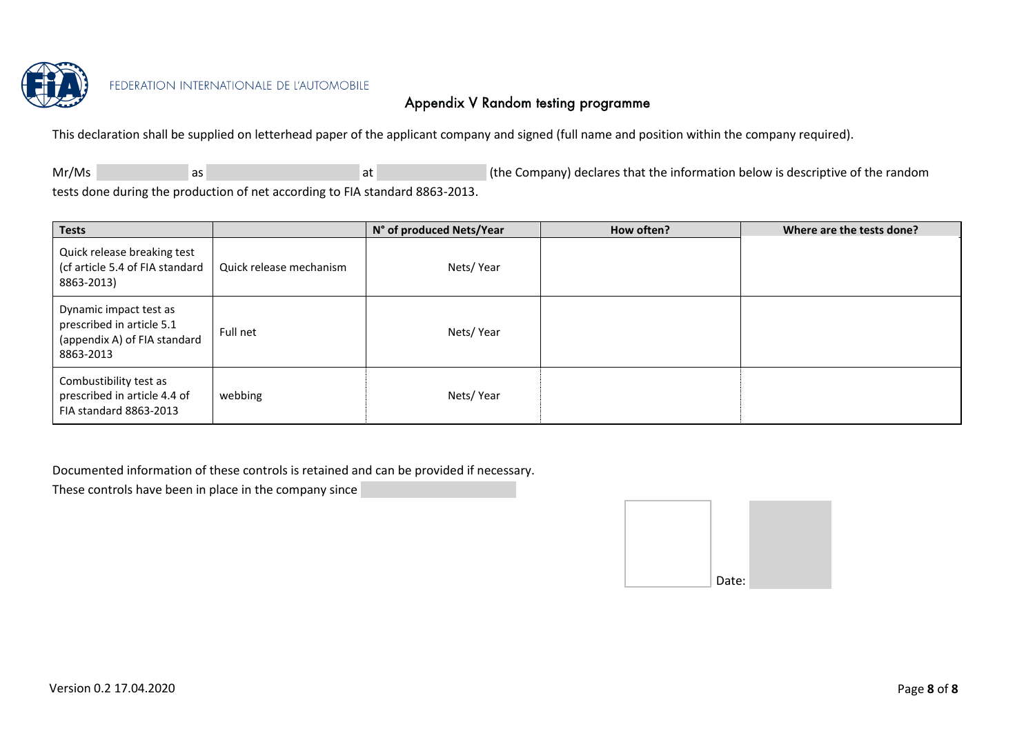FEDERATION INTERNATIONALE DE L'AUTOMOBILE

# Appendix V Random testing programme

This declaration shall be supplied on letterhead paper of the applicant company and signed (full name and position within the company required).

Mr/Ms ______ as ______ at ______ (the Company) declares that the information below is descriptive of the random tests done during the production of net according to FIA standard 8863-2013.

| Tests | | N° of produced Nets/Year | How often? | Where are the tests done? |
|---|---|---|---|---|
| Quick release breaking test (cf article 5.4 of FIA standard 8863-2013) | Quick release mechanism | Nets/ Year | | |
| Dynamic impact test as prescribed in article 5.1 (appendix A) of FIA standard 8863-2013 | Full net | Nets/ Year | | |
| Combustibility test as prescribed in article 4.4 of FIA standard 8863-2013 | webbing | Nets/ Year | | |

Documented information of these controls is retained and can be provided if necessary.

These controls have been in place in the company since ______

Date: ______

Version 0.2 17.04.2020